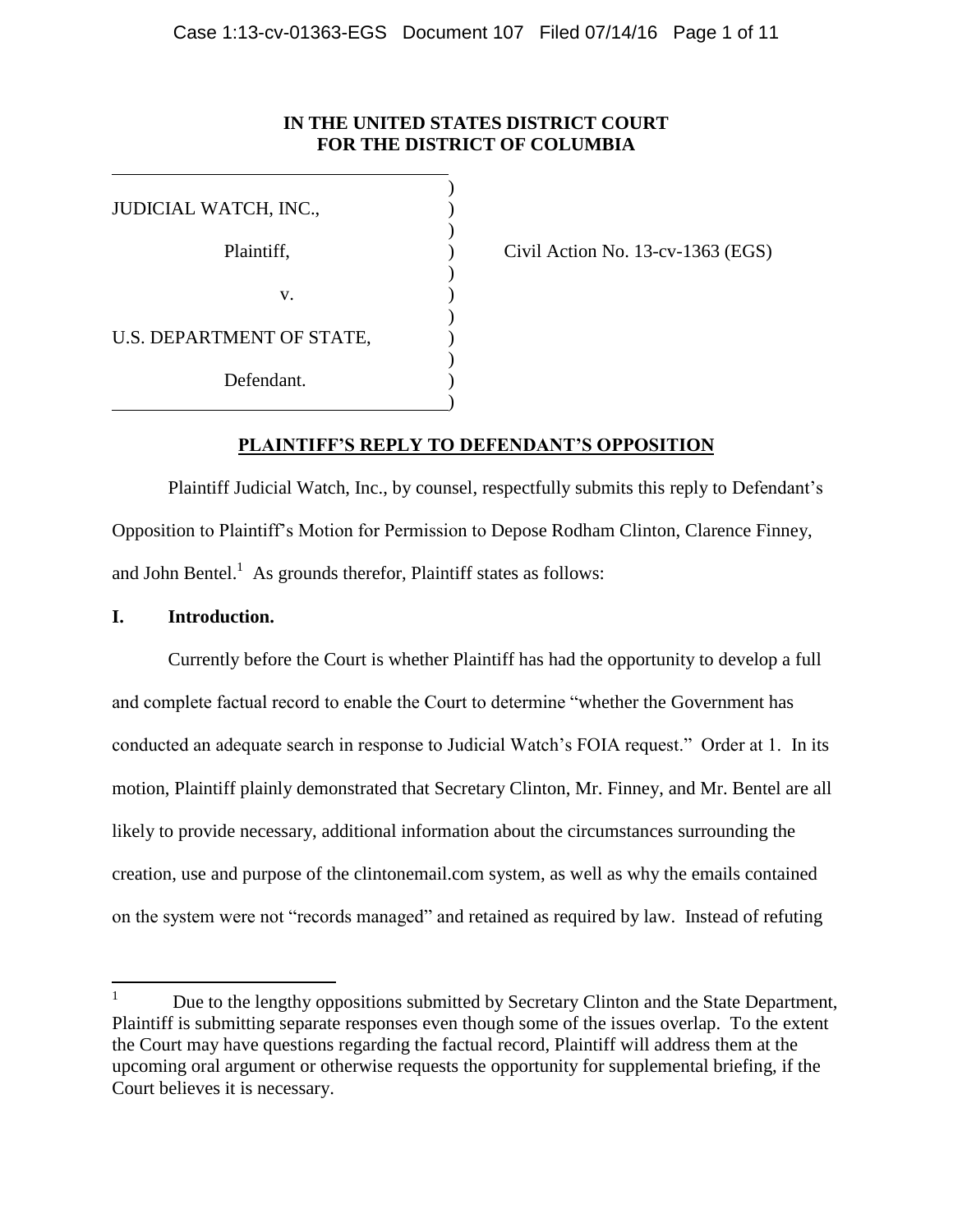**IN THE UNITED STATES DISTRICT COURT**
**FOR THE DISTRICT OF COLUMBIA**

JUDICIAL WATCH, INC.,

Plaintiff,

v.

U.S. DEPARTMENT OF STATE,

Defendant.

Civil Action No. 13-cv-1363 (EGS)

## PLAINTIFF'S REPLY TO DEFENDANT'S OPPOSITION

Plaintiff Judicial Watch, Inc., by counsel, respectfully submits this reply to Defendant's Opposition to Plaintiff's Motion for Permission to Depose Rodham Clinton, Clarence Finney, and John Bentel.[1] As grounds therefor, Plaintiff states as follows:

### I. Introduction.

Currently before the Court is whether Plaintiff has had the opportunity to develop a full and complete factual record to enable the Court to determine "whether the Government has conducted an adequate search in response to Judicial Watch's FOIA request." Order at 1. In its motion, Plaintiff plainly demonstrated that Secretary Clinton, Mr. Finney, and Mr. Bentel are all likely to provide necessary, additional information about the circumstances surrounding the creation, use and purpose of the clintonemail.com system, as well as why the emails contained on the system were not "records managed" and retained as required by law. Instead of refuting

[1] Due to the lengthy oppositions submitted by Secretary Clinton and the State Department, Plaintiff is submitting separate responses even though some of the issues overlap. To the extent the Court may have questions regarding the factual record, Plaintiff will address them at the upcoming oral argument or otherwise requests the opportunity for supplemental briefing, if the Court believes it is necessary.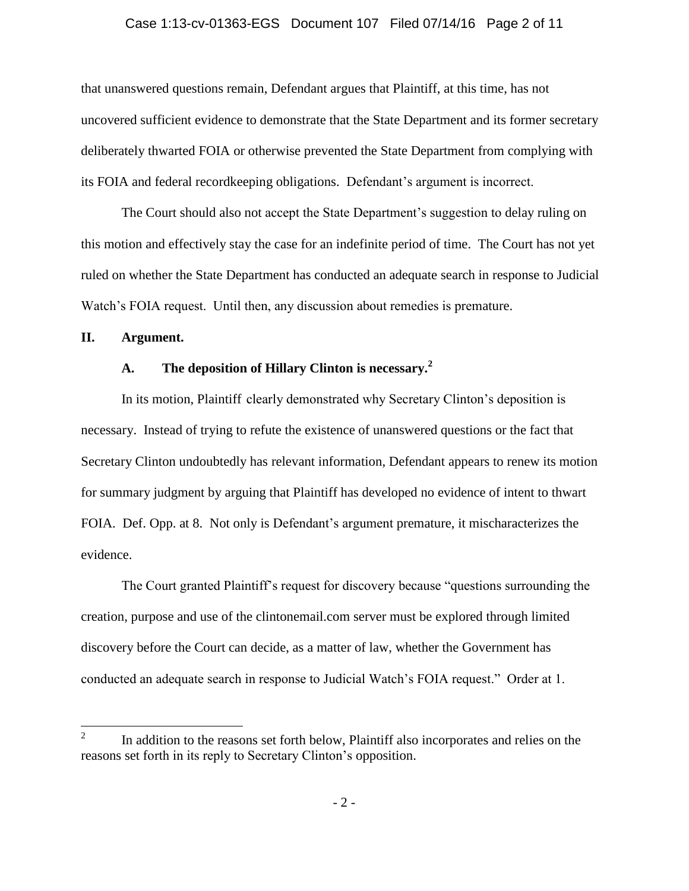that unanswered questions remain, Defendant argues that Plaintiff, at this time, has not uncovered sufficient evidence to demonstrate that the State Department and its former secretary deliberately thwarted FOIA or otherwise prevented the State Department from complying with its FOIA and federal recordkeeping obligations. Defendant's argument is incorrect.

The Court should also not accept the State Department's suggestion to delay ruling on this motion and effectively stay the case for an indefinite period of time. The Court has not yet ruled on whether the State Department has conducted an adequate search in response to Judicial Watch's FOIA request. Until then, any discussion about remedies is premature.

## II. Argument.

### A. The deposition of Hillary Clinton is necessary.[2]

In its motion, Plaintiff clearly demonstrated why Secretary Clinton's deposition is necessary. Instead of trying to refute the existence of unanswered questions or the fact that Secretary Clinton undoubtedly has relevant information, Defendant appears to renew its motion for summary judgment by arguing that Plaintiff has developed no evidence of intent to thwart FOIA. Def. Opp. at 8. Not only is Defendant's argument premature, it mischaracterizes the evidence.

The Court granted Plaintiff's request for discovery because "questions surrounding the creation, purpose and use of the clintonemail.com server must be explored through limited discovery before the Court can decide, as a matter of law, whether the Government has conducted an adequate search in response to Judicial Watch's FOIA request." Order at 1.

---

[2] In addition to the reasons set forth below, Plaintiff also incorporates and relies on the reasons set forth in its reply to Secretary Clinton's opposition.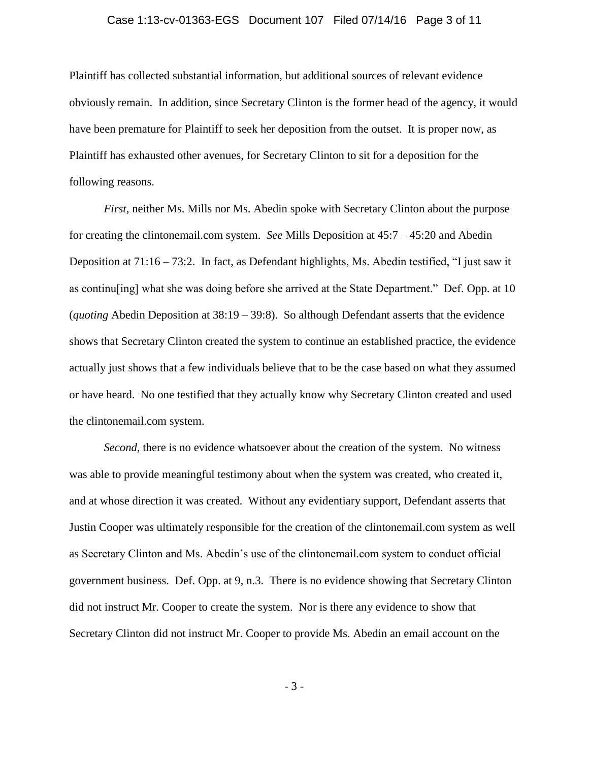Plaintiff has collected substantial information, but additional sources of relevant evidence obviously remain. In addition, since Secretary Clinton is the former head of the agency, it would have been premature for Plaintiff to seek her deposition from the outset. It is proper now, as Plaintiff has exhausted other avenues, for Secretary Clinton to sit for a deposition for the following reasons.

*First*, neither Ms. Mills nor Ms. Abedin spoke with Secretary Clinton about the purpose for creating the clintonemail.com system. *See* Mills Deposition at 45:7 – 45:20 and Abedin Deposition at 71:16 – 73:2. In fact, as Defendant highlights, Ms. Abedin testified, "I just saw it as continu[ing] what she was doing before she arrived at the State Department." Def. Opp. at 10 (*quoting* Abedin Deposition at 38:19 – 39:8). So although Defendant asserts that the evidence shows that Secretary Clinton created the system to continue an established practice, the evidence actually just shows that a few individuals believe that to be the case based on what they assumed or have heard. No one testified that they actually know why Secretary Clinton created and used the clintonemail.com system.

*Second*, there is no evidence whatsoever about the creation of the system. No witness was able to provide meaningful testimony about when the system was created, who created it, and at whose direction it was created. Without any evidentiary support, Defendant asserts that Justin Cooper was ultimately responsible for the creation of the clintonemail.com system as well as Secretary Clinton and Ms. Abedin's use of the clintonemail.com system to conduct official government business. Def. Opp. at 9, n.3. There is no evidence showing that Secretary Clinton did not instruct Mr. Cooper to create the system. Nor is there any evidence to show that Secretary Clinton did not instruct Mr. Cooper to provide Ms. Abedin an email account on the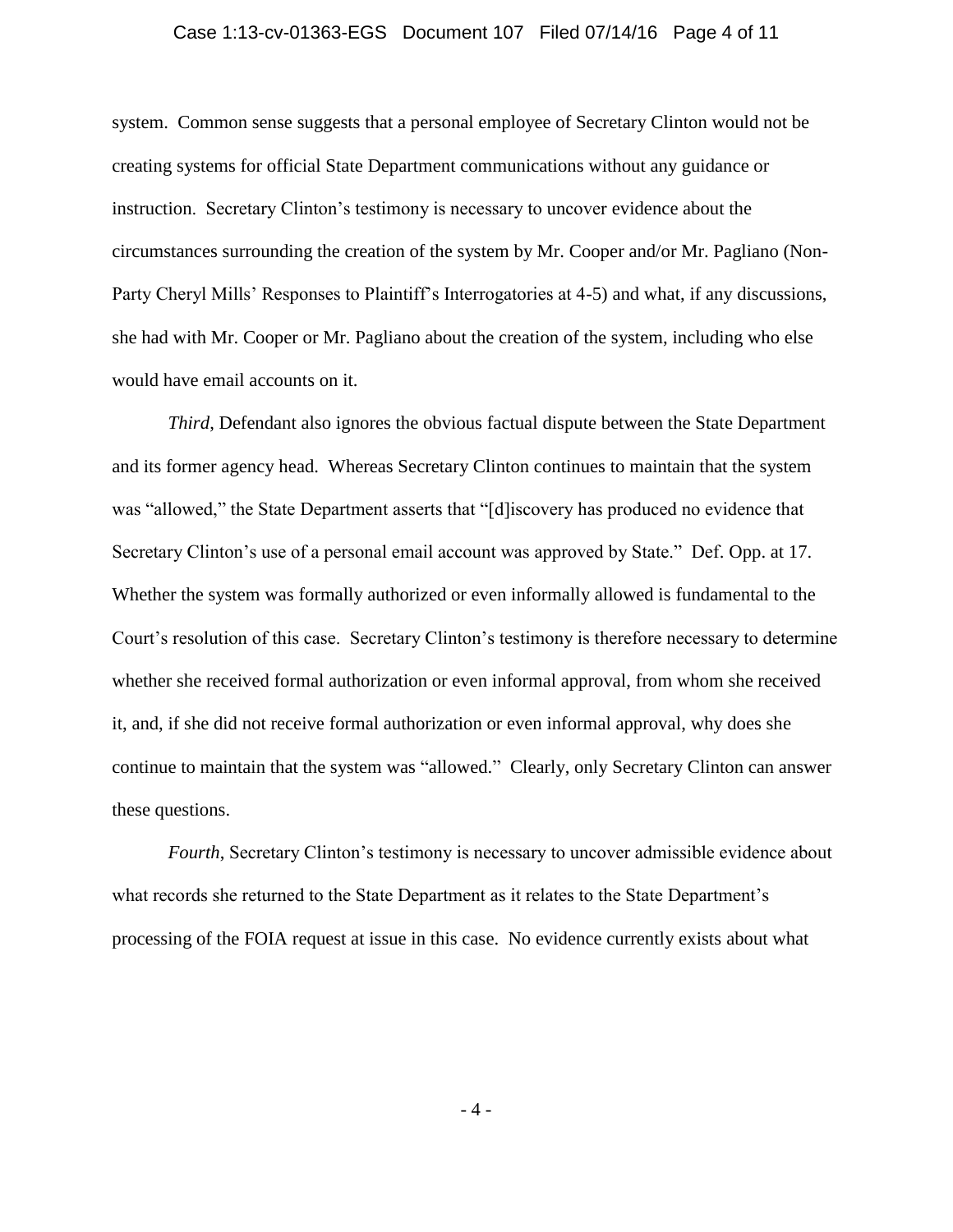system. Common sense suggests that a personal employee of Secretary Clinton would not be creating systems for official State Department communications without any guidance or instruction. Secretary Clinton's testimony is necessary to uncover evidence about the circumstances surrounding the creation of the system by Mr. Cooper and/or Mr. Pagliano (Non-Party Cheryl Mills' Responses to Plaintiff's Interrogatories at 4-5) and what, if any discussions, she had with Mr. Cooper or Mr. Pagliano about the creation of the system, including who else would have email accounts on it.

*Third*, Defendant also ignores the obvious factual dispute between the State Department and its former agency head. Whereas Secretary Clinton continues to maintain that the system was "allowed," the State Department asserts that "[d]iscovery has produced no evidence that Secretary Clinton's use of a personal email account was approved by State." Def. Opp. at 17. Whether the system was formally authorized or even informally allowed is fundamental to the Court's resolution of this case. Secretary Clinton's testimony is therefore necessary to determine whether she received formal authorization or even informal approval, from whom she received it, and, if she did not receive formal authorization or even informal approval, why does she continue to maintain that the system was "allowed." Clearly, only Secretary Clinton can answer these questions.

*Fourth*, Secretary Clinton's testimony is necessary to uncover admissible evidence about what records she returned to the State Department as it relates to the State Department's processing of the FOIA request at issue in this case. No evidence currently exists about what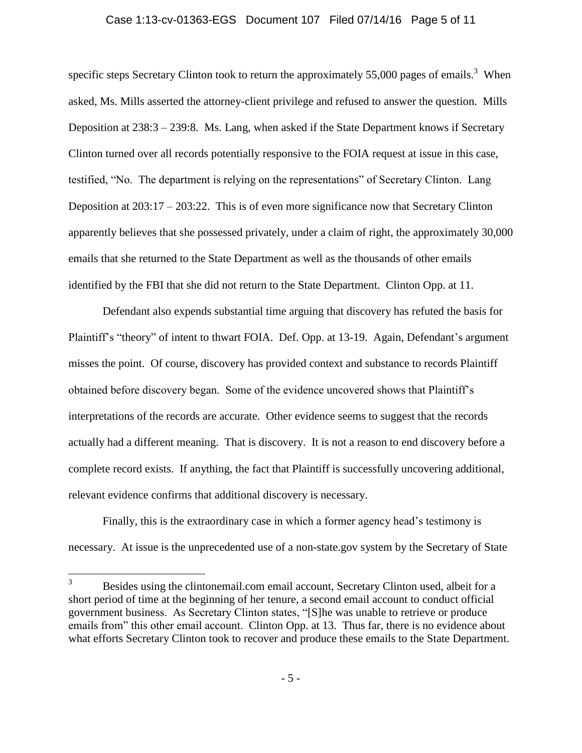specific steps Secretary Clinton took to return the approximately 55,000 pages of emails.[3] When asked, Ms. Mills asserted the attorney-client privilege and refused to answer the question. Mills Deposition at 238:3 – 239:8. Ms. Lang, when asked if the State Department knows if Secretary Clinton turned over all records potentially responsive to the FOIA request at issue in this case, testified, "No. The department is relying on the representations" of Secretary Clinton. Lang Deposition at 203:17 – 203:22. This is of even more significance now that Secretary Clinton apparently believes that she possessed privately, under a claim of right, the approximately 30,000 emails that she returned to the State Department as well as the thousands of other emails identified by the FBI that she did not return to the State Department. Clinton Opp. at 11.

Defendant also expends substantial time arguing that discovery has refuted the basis for Plaintiff's "theory" of intent to thwart FOIA. Def. Opp. at 13-19. Again, Defendant's argument misses the point. Of course, discovery has provided context and substance to records Plaintiff obtained before discovery began. Some of the evidence uncovered shows that Plaintiff's interpretations of the records are accurate. Other evidence seems to suggest that the records actually had a different meaning. That is discovery. It is not a reason to end discovery before a complete record exists. If anything, the fact that Plaintiff is successfully uncovering additional, relevant evidence confirms that additional discovery is necessary.

Finally, this is the extraordinary case in which a former agency head's testimony is necessary. At issue is the unprecedented use of a non-state.gov system by the Secretary of State

[3] Besides using the clintonemail.com email account, Secretary Clinton used, albeit for a short period of time at the beginning of her tenure, a second email account to conduct official government business. As Secretary Clinton states, "[S]he was unable to retrieve or produce emails from" this other email account. Clinton Opp. at 13. Thus far, there is no evidence about what efforts Secretary Clinton took to recover and produce these emails to the State Department.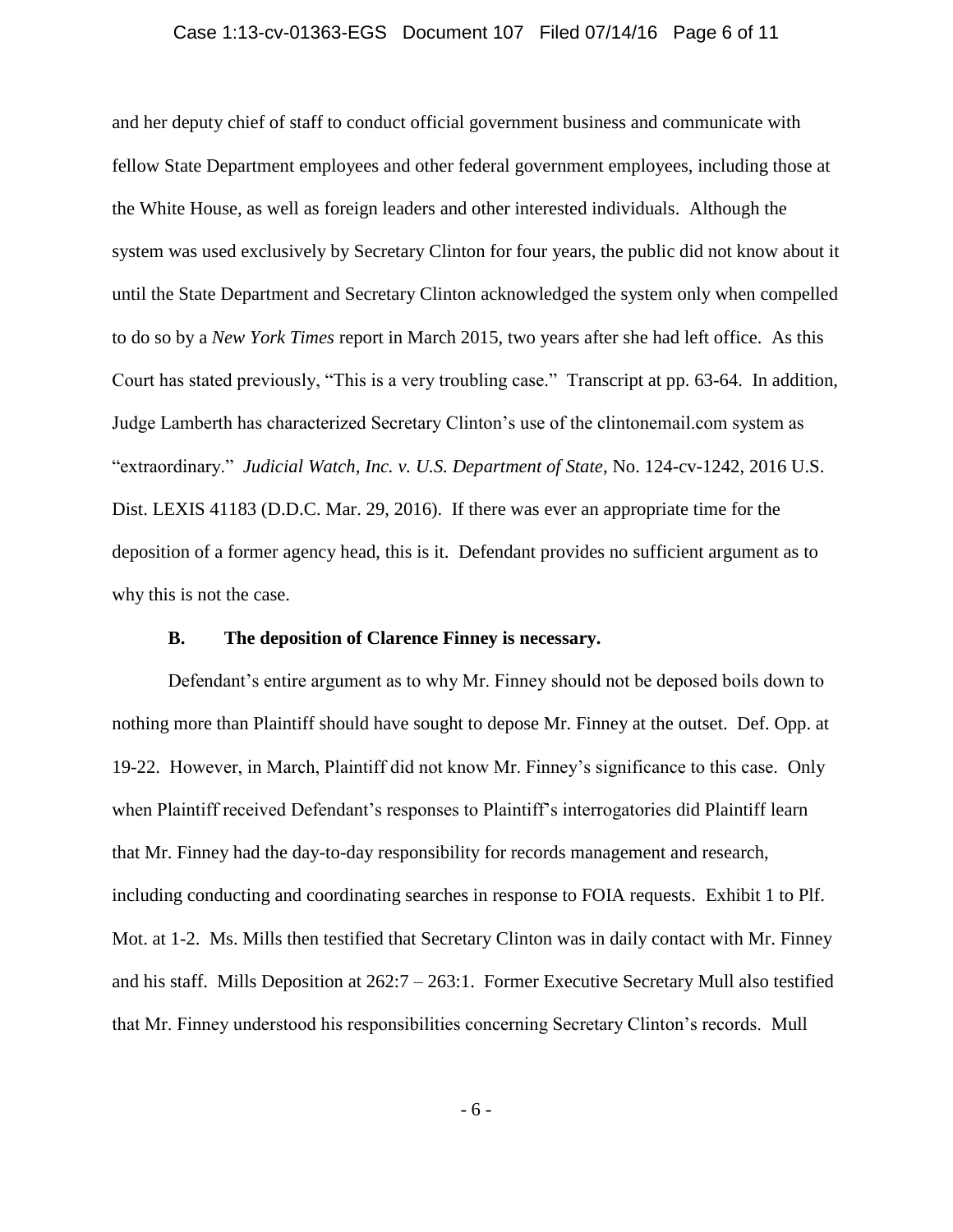and her deputy chief of staff to conduct official government business and communicate with fellow State Department employees and other federal government employees, including those at the White House, as well as foreign leaders and other interested individuals. Although the system was used exclusively by Secretary Clinton for four years, the public did not know about it until the State Department and Secretary Clinton acknowledged the system only when compelled to do so by a *New York Times* report in March 2015, two years after she had left office. As this Court has stated previously, "This is a very troubling case." Transcript at pp. 63-64. In addition, Judge Lamberth has characterized Secretary Clinton's use of the clintonemail.com system as "extraordinary." *Judicial Watch, Inc. v. U.S. Department of State*, No. 124-cv-1242, 2016 U.S. Dist. LEXIS 41183 (D.D.C. Mar. 29, 2016). If there was ever an appropriate time for the deposition of a former agency head, this is it. Defendant provides no sufficient argument as to why this is not the case.

**B. The deposition of Clarence Finney is necessary.**

Defendant's entire argument as to why Mr. Finney should not be deposed boils down to nothing more than Plaintiff should have sought to depose Mr. Finney at the outset. Def. Opp. at 19-22. However, in March, Plaintiff did not know Mr. Finney's significance to this case. Only when Plaintiff received Defendant's responses to Plaintiff's interrogatories did Plaintiff learn that Mr. Finney had the day-to-day responsibility for records management and research, including conducting and coordinating searches in response to FOIA requests. Exhibit 1 to Plf. Mot. at 1-2. Ms. Mills then testified that Secretary Clinton was in daily contact with Mr. Finney and his staff. Mills Deposition at 262:7 – 263:1. Former Executive Secretary Mull also testified that Mr. Finney understood his responsibilities concerning Secretary Clinton's records. Mull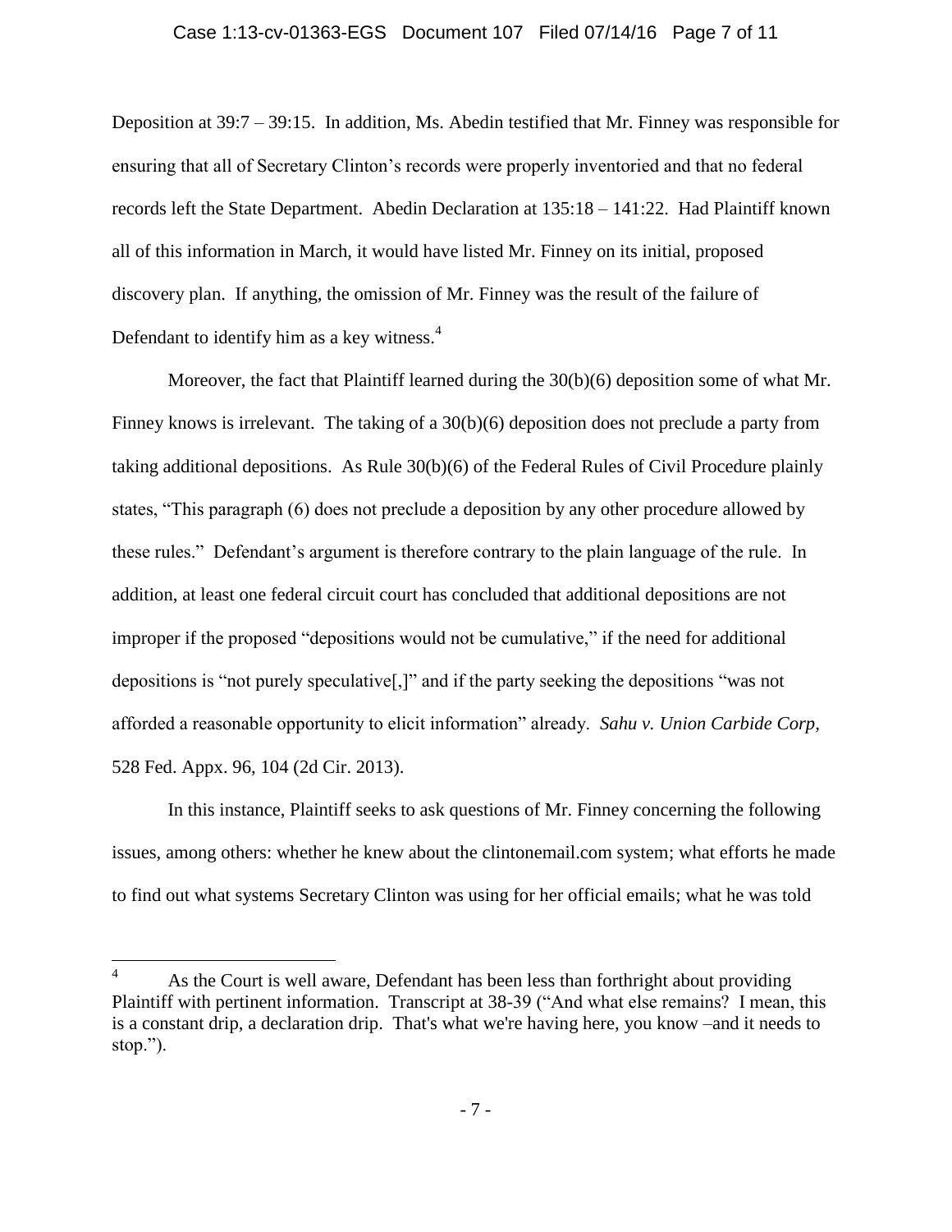Deposition at 39:7 – 39:15. In addition, Ms. Abedin testified that Mr. Finney was responsible for ensuring that all of Secretary Clinton's records were properly inventoried and that no federal records left the State Department. Abedin Declaration at 135:18 – 141:22. Had Plaintiff known all of this information in March, it would have listed Mr. Finney on its initial, proposed discovery plan. If anything, the omission of Mr. Finney was the result of the failure of Defendant to identify him as a key witness.[4]

Moreover, the fact that Plaintiff learned during the 30(b)(6) deposition some of what Mr. Finney knows is irrelevant. The taking of a 30(b)(6) deposition does not preclude a party from taking additional depositions. As Rule 30(b)(6) of the Federal Rules of Civil Procedure plainly states, "This paragraph (6) does not preclude a deposition by any other procedure allowed by these rules." Defendant's argument is therefore contrary to the plain language of the rule. In addition, at least one federal circuit court has concluded that additional depositions are not improper if the proposed "depositions would not be cumulative," if the need for additional depositions is "not purely speculative[,]" and if the party seeking the depositions "was not afforded a reasonable opportunity to elicit information" already. *Sahu v. Union Carbide Corp,* 528 Fed. Appx. 96, 104 (2d Cir. 2013).

In this instance, Plaintiff seeks to ask questions of Mr. Finney concerning the following issues, among others: whether he knew about the clintonemail.com system; what efforts he made to find out what systems Secretary Clinton was using for her official emails; what he was told

---

[4] As the Court is well aware, Defendant has been less than forthright about providing Plaintiff with pertinent information. Transcript at 38-39 ("And what else remains? I mean, this is a constant drip, a declaration drip. That's what we're having here, you know –and it needs to stop.").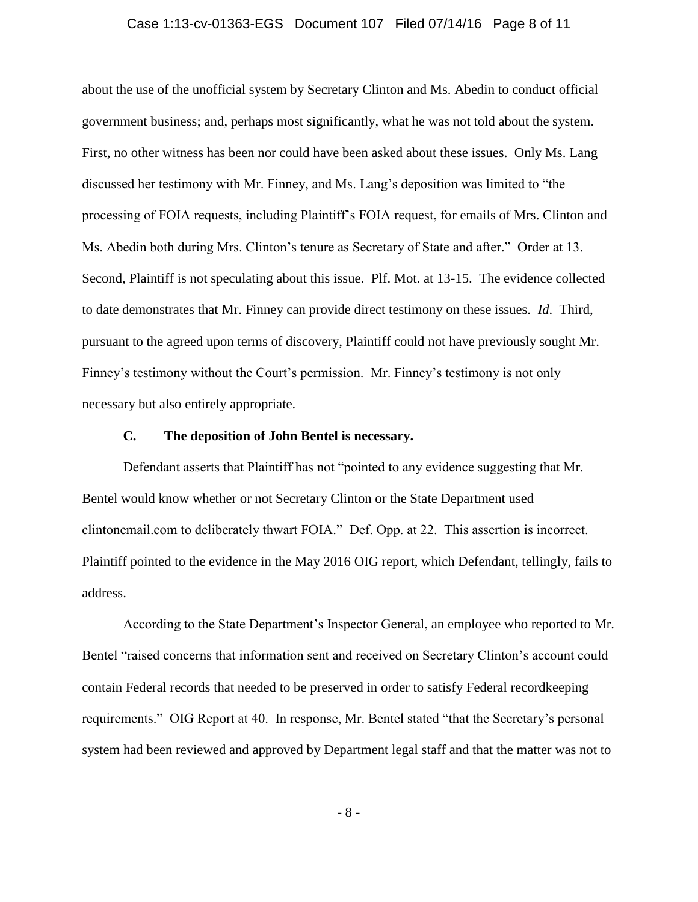about the use of the unofficial system by Secretary Clinton and Ms. Abedin to conduct official government business; and, perhaps most significantly, what he was not told about the system. First, no other witness has been nor could have been asked about these issues. Only Ms. Lang discussed her testimony with Mr. Finney, and Ms. Lang's deposition was limited to "the processing of FOIA requests, including Plaintiff's FOIA request, for emails of Mrs. Clinton and Ms. Abedin both during Mrs. Clinton's tenure as Secretary of State and after." Order at 13. Second, Plaintiff is not speculating about this issue. Plf. Mot. at 13-15. The evidence collected to date demonstrates that Mr. Finney can provide direct testimony on these issues. *Id.* Third, pursuant to the agreed upon terms of discovery, Plaintiff could not have previously sought Mr. Finney's testimony without the Court's permission. Mr. Finney's testimony is not only necessary but also entirely appropriate.

### C. The deposition of John Bentel is necessary.

Defendant asserts that Plaintiff has not "pointed to any evidence suggesting that Mr. Bentel would know whether or not Secretary Clinton or the State Department used clintonemail.com to deliberately thwart FOIA." Def. Opp. at 22. This assertion is incorrect. Plaintiff pointed to the evidence in the May 2016 OIG report, which Defendant, tellingly, fails to address.

According to the State Department's Inspector General, an employee who reported to Mr. Bentel "raised concerns that information sent and received on Secretary Clinton's account could contain Federal records that needed to be preserved in order to satisfy Federal recordkeeping requirements." OIG Report at 40. In response, Mr. Bentel stated "that the Secretary's personal system had been reviewed and approved by Department legal staff and that the matter was not to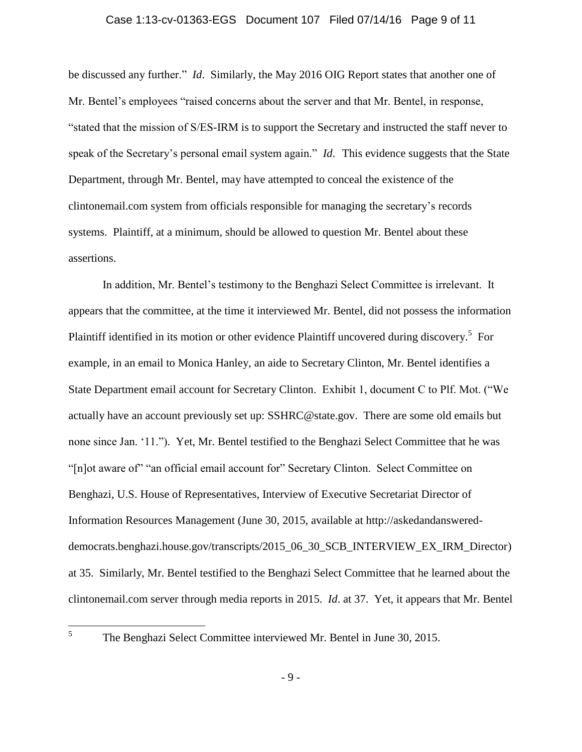be discussed any further." *Id*. Similarly, the May 2016 OIG Report states that another one of Mr. Bentel's employees "raised concerns about the server and that Mr. Bentel, in response, "stated that the mission of S/ES-IRM is to support the Secretary and instructed the staff never to speak of the Secretary's personal email system again." *Id*. This evidence suggests that the State Department, through Mr. Bentel, may have attempted to conceal the existence of the clintonemail.com system from officials responsible for managing the secretary's records systems. Plaintiff, at a minimum, should be allowed to question Mr. Bentel about these assertions.

In addition, Mr. Bentel's testimony to the Benghazi Select Committee is irrelevant. It appears that the committee, at the time it interviewed Mr. Bentel, did not possess the information Plaintiff identified in its motion or other evidence Plaintiff uncovered during discovery.[5] For example, in an email to Monica Hanley, an aide to Secretary Clinton, Mr. Bentel identifies a State Department email account for Secretary Clinton. Exhibit 1, document C to Plf. Mot. ("We actually have an account previously set up: SSHRC@state.gov. There are some old emails but none since Jan. '11."). Yet, Mr. Bentel testified to the Benghazi Select Committee that he was "[n]ot aware of" "an official email account for" Secretary Clinton. Select Committee on Benghazi, U.S. House of Representatives, Interview of Executive Secretariat Director of Information Resources Management (June 30, 2015, available at http://askedandanswered-democrats.benghazi.house.gov/transcripts/2015_06_30_SCB_INTERVIEW_EX_IRM_Director) at 35. Similarly, Mr. Bentel testified to the Benghazi Select Committee that he learned about the clintonemail.com server through media reports in 2015. *Id*. at 37. Yet, it appears that Mr. Bentel

---

[5] The Benghazi Select Committee interviewed Mr. Bentel in June 30, 2015.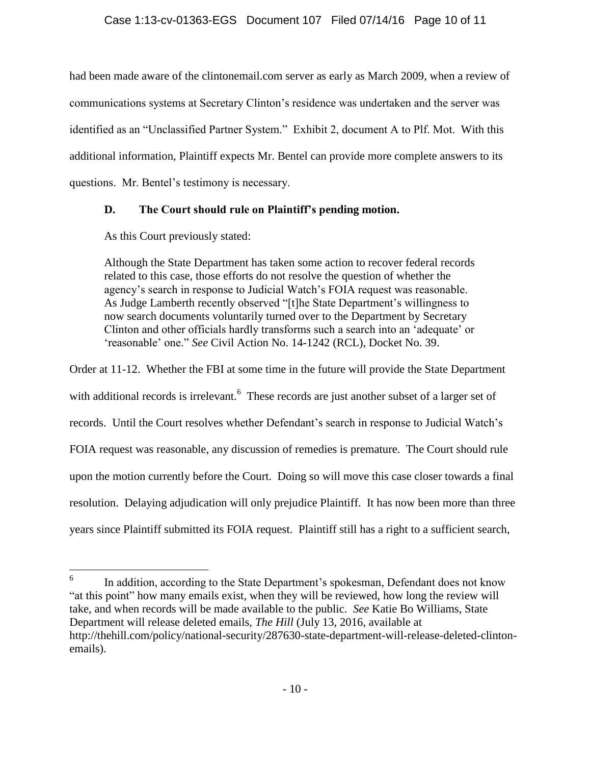had been made aware of the clintonemail.com server as early as March 2009, when a review of communications systems at Secretary Clinton's residence was undertaken and the server was identified as an "Unclassified Partner System." Exhibit 2, document A to Plf. Mot. With this additional information, Plaintiff expects Mr. Bentel can provide more complete answers to its questions. Mr. Bentel's testimony is necessary.

### D. The Court should rule on Plaintiff's pending motion.

As this Court previously stated:

> Although the State Department has taken some action to recover federal records related to this case, those efforts do not resolve the question of whether the agency's search in response to Judicial Watch's FOIA request was reasonable. As Judge Lamberth recently observed "[t]he State Department's willingness to now search documents voluntarily turned over to the Department by Secretary Clinton and other officials hardly transforms such a search into an 'adequate' or 'reasonable' one." *See* Civil Action No. 14-1242 (RCL), Docket No. 39.

Order at 11-12. Whether the FBI at some time in the future will provide the State Department with additional records is irrelevant.[6] These records are just another subset of a larger set of records. Until the Court resolves whether Defendant's search in response to Judicial Watch's FOIA request was reasonable, any discussion of remedies is premature. The Court should rule upon the motion currently before the Court. Doing so will move this case closer towards a final resolution. Delaying adjudication will only prejudice Plaintiff. It has now been more than three years since Plaintiff submitted its FOIA request. Plaintiff still has a right to a sufficient search,

---

[6] In addition, according to the State Department's spokesman, Defendant does not know "at this point" how many emails exist, when they will be reviewed, how long the review will take, and when records will be made available to the public. *See* Katie Bo Williams, State Department will release deleted emails, *The Hill* (July 13, 2016, available at http://thehill.com/policy/national-security/287630-state-department-will-release-deleted-clinton-emails).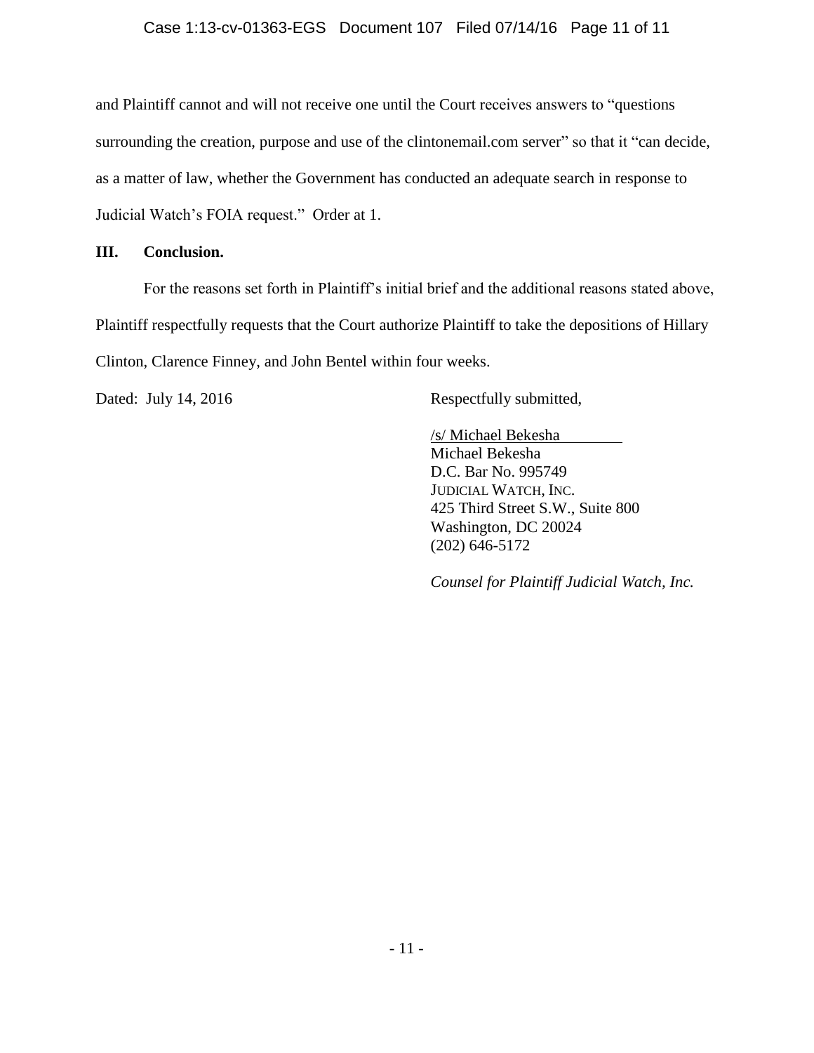and Plaintiff cannot and will not receive one until the Court receives answers to "questions surrounding the creation, purpose and use of the clintonemail.com server" so that it "can decide, as a matter of law, whether the Government has conducted an adequate search in response to Judicial Watch's FOIA request." Order at 1.

## III. Conclusion.

For the reasons set forth in Plaintiff's initial brief and the additional reasons stated above, Plaintiff respectfully requests that the Court authorize Plaintiff to take the depositions of Hillary Clinton, Clarence Finney, and John Bentel within four weeks.

Dated: July 14, 2016

Respectfully submitted,

/s/ Michael Bekesha
Michael Bekesha
D.C. Bar No. 995749
JUDICIAL WATCH, INC.
425 Third Street S.W., Suite 800
Washington, DC 20024
(202) 646-5172

*Counsel for Plaintiff Judicial Watch, Inc.*